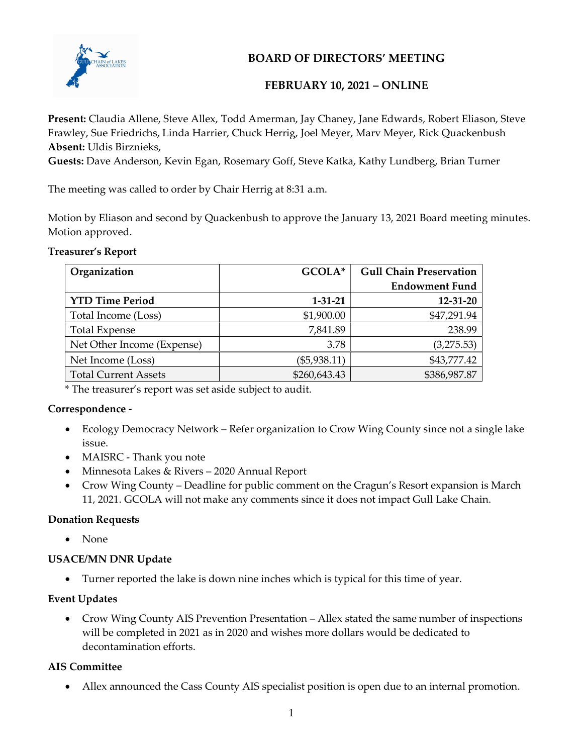# BOARD OF DIRECTORS' MEETING

## FEBRUARY 10, 2021 – ONLINE

**Present:** Claudia Allene, Steve Allex, Todd Amerman, Jay Chaney, Jane Edwards, Robert Eliason, Steve Frawley, Sue Friedrichs, Linda Harrier, Chuck Herrig, Joel Meyer, Marv Meyer, Rick Quackenbush
**Absent:** Uldis Birznieks,
**Guests:** Dave Anderson, Kevin Egan, Rosemary Goff, Steve Katka, Kathy Lundberg, Brian Turner

The meeting was called to order by Chair Herrig at 8:31 a.m.

Motion by Eliason and second by Quackenbush to approve the January 13, 2021 Board meeting minutes. Motion approved.

**Treasurer's Report**

| Organization | GCOLA* | Gull Chain Preservation Endowment Fund |
|---|---|---|
| **YTD Time Period** | **1-31-21** | **12-31-20** |
| Total Income (Loss) | $1,900.00 | $47,291.94 |
| Total Expense | 7,841.89 | 238.99 |
| Net Other Income (Expense) | 3.78 | (3,275.53) |
| Net Income (Loss) | ($5,938.11) | $43,777.42 |
| Total Current Assets | $260,643.43 | $386,987.87 |

\* The treasurer's report was set aside subject to audit.

**Correspondence -**

- Ecology Democracy Network – Refer organization to Crow Wing County since not a single lake issue.
- MAISRC - Thank you note
- Minnesota Lakes & Rivers – 2020 Annual Report
- Crow Wing County – Deadline for public comment on the Cragun's Resort expansion is March 11, 2021. GCOLA will not make any comments since it does not impact Gull Lake Chain.

**Donation Requests**

- None

**USACE/MN DNR Update**

- Turner reported the lake is down nine inches which is typical for this time of year.

**Event Updates**

- Crow Wing County AIS Prevention Presentation – Allex stated the same number of inspections will be completed in 2021 as in 2020 and wishes more dollars would be dedicated to decontamination efforts.

**AIS Committee**

- Allex announced the Cass County AIS specialist position is open due to an internal promotion.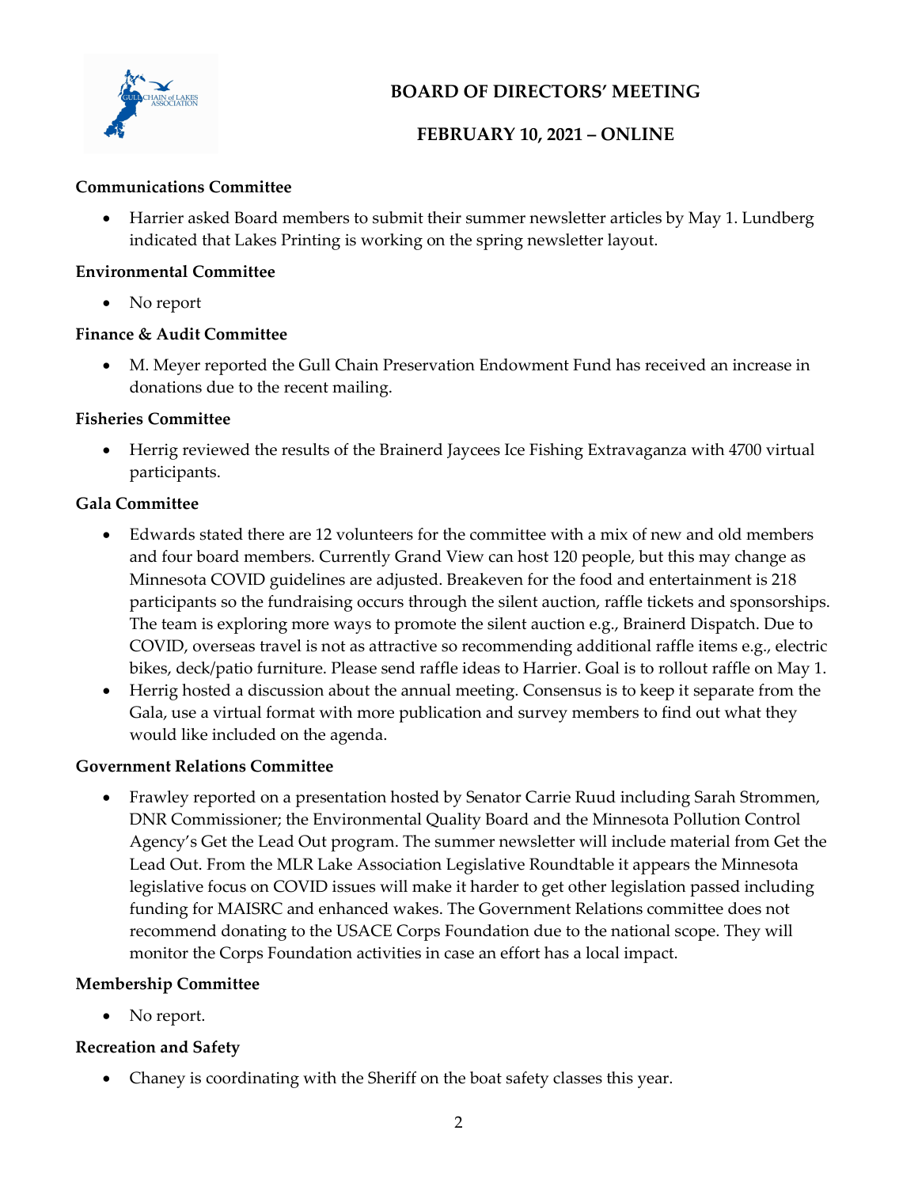# BOARD OF DIRECTORS' MEETING

## FEBRUARY 10, 2021 – ONLINE

**Communications Committee**

- Harrier asked Board members to submit their summer newsletter articles by May 1. Lundberg indicated that Lakes Printing is working on the spring newsletter layout.

**Environmental Committee**

- No report

**Finance & Audit Committee**

- M. Meyer reported the Gull Chain Preservation Endowment Fund has received an increase in donations due to the recent mailing.

**Fisheries Committee**

- Herrig reviewed the results of the Brainerd Jaycees Ice Fishing Extravaganza with 4700 virtual participants.

**Gala Committee**

- Edwards stated there are 12 volunteers for the committee with a mix of new and old members and four board members. Currently Grand View can host 120 people, but this may change as Minnesota COVID guidelines are adjusted. Breakeven for the food and entertainment is 218 participants so the fundraising occurs through the silent auction, raffle tickets and sponsorships. The team is exploring more ways to promote the silent auction e.g., Brainerd Dispatch. Due to COVID, overseas travel is not as attractive so recommending additional raffle items e.g., electric bikes, deck/patio furniture. Please send raffle ideas to Harrier. Goal is to rollout raffle on May 1.
- Herrig hosted a discussion about the annual meeting. Consensus is to keep it separate from the Gala, use a virtual format with more publication and survey members to find out what they would like included on the agenda.

**Government Relations Committee**

- Frawley reported on a presentation hosted by Senator Carrie Ruud including Sarah Strommen, DNR Commissioner; the Environmental Quality Board and the Minnesota Pollution Control Agency's Get the Lead Out program. The summer newsletter will include material from Get the Lead Out. From the MLR Lake Association Legislative Roundtable it appears the Minnesota legislative focus on COVID issues will make it harder to get other legislation passed including funding for MAISRC and enhanced wakes. The Government Relations committee does not recommend donating to the USACE Corps Foundation due to the national scope. They will monitor the Corps Foundation activities in case an effort has a local impact.

**Membership Committee**

- No report.

**Recreation and Safety**

- Chaney is coordinating with the Sheriff on the boat safety classes this year.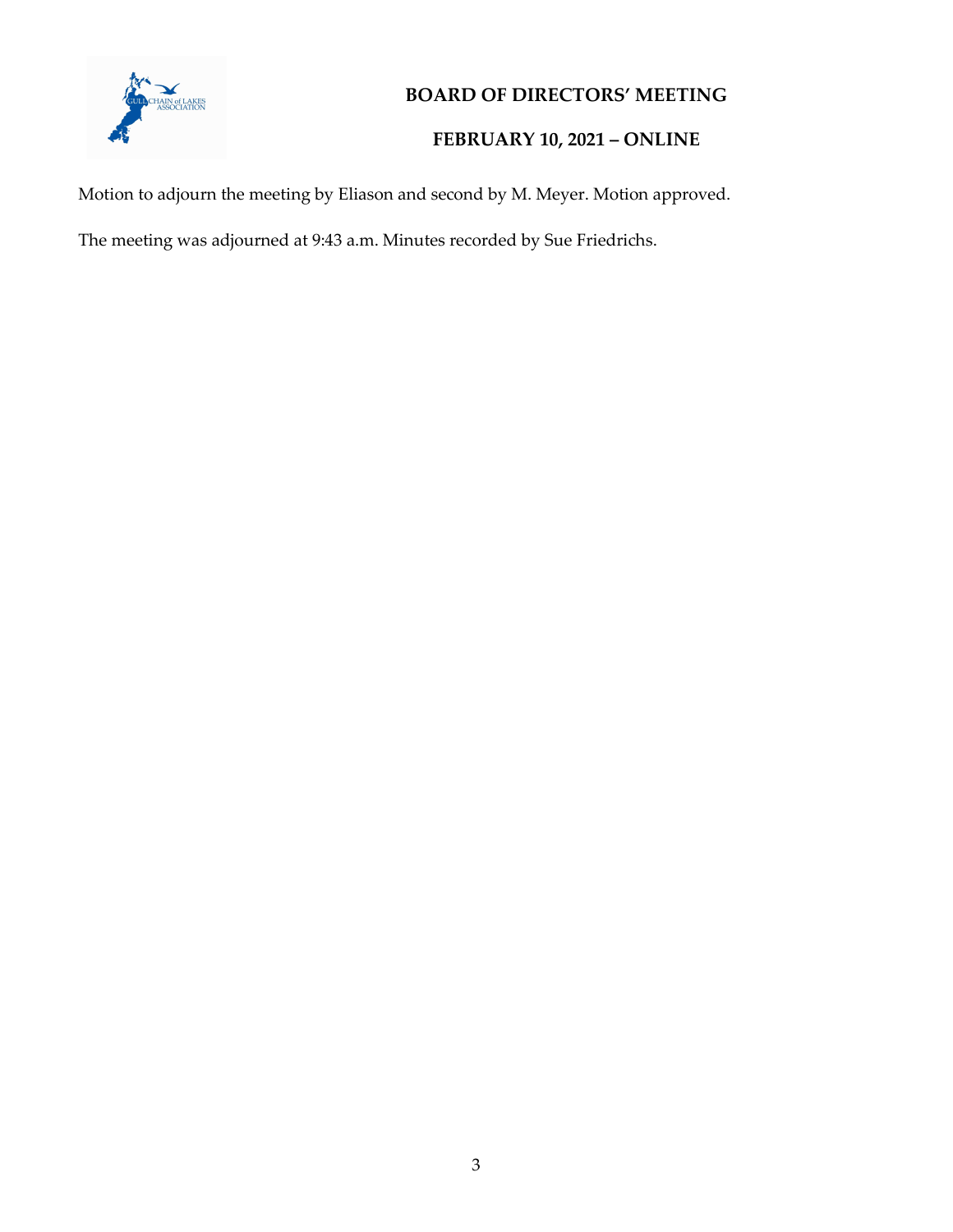Motion to adjourn the meeting by Eliason and second by M. Meyer. Motion approved.

The meeting was adjourned at 9:43 a.m. Minutes recorded by Sue Friedrichs.